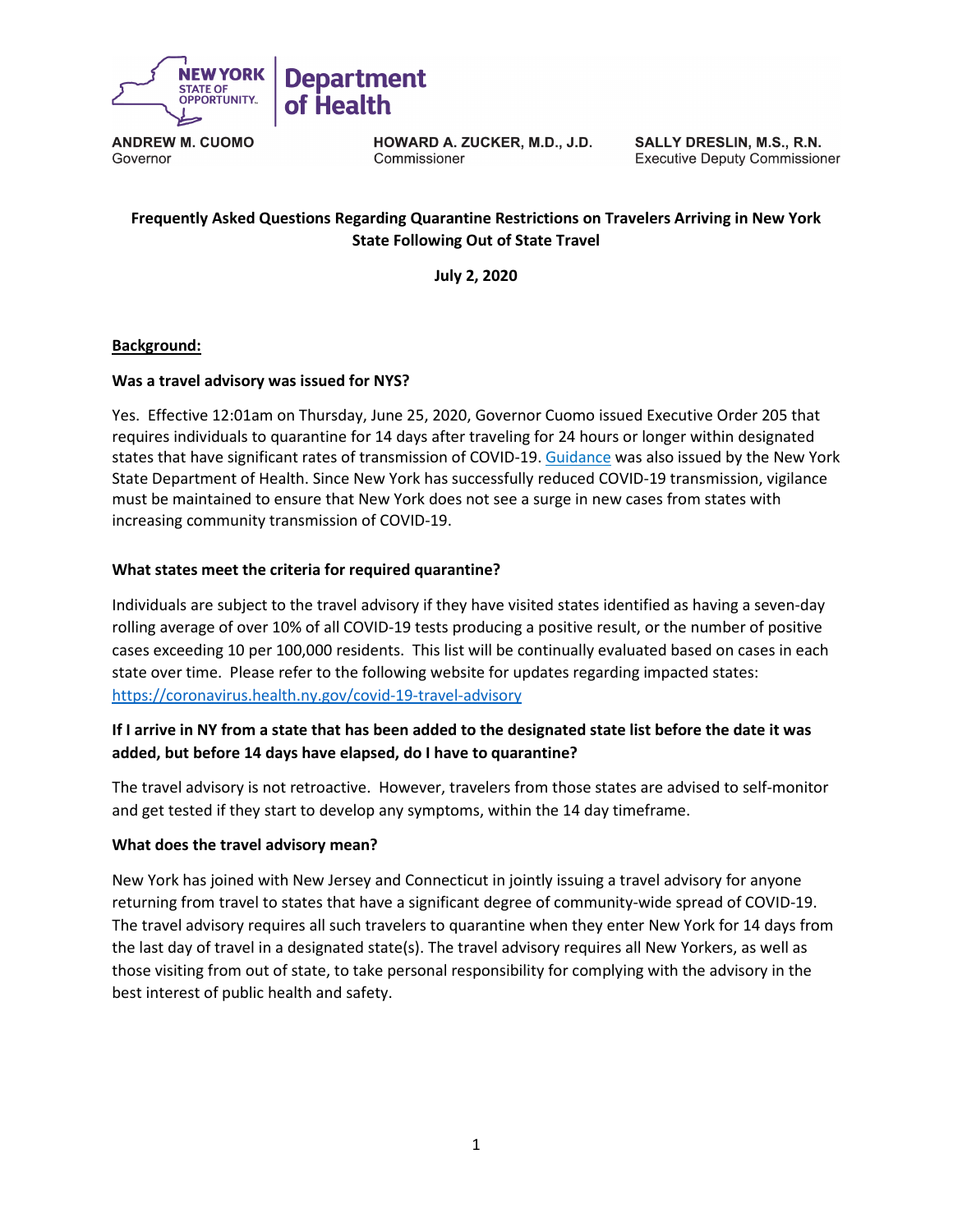NEW YORK STATE OF OPPORTUNITY. | Department of Health

**ANDREW M. CUOMO**
Governor

**HOWARD A. ZUCKER, M.D., J.D.**
Commissioner

**SALLY DRESLIN, M.S., R.N.**
Executive Deputy Commissioner

## Frequently Asked Questions Regarding Quarantine Restrictions on Travelers Arriving in New York State Following Out of State Travel

**July 2, 2020**

**Background:**

**Was a travel advisory was issued for NYS?**

Yes. Effective 12:01am on Thursday, June 25, 2020, Governor Cuomo issued Executive Order 205 that requires individuals to quarantine for 14 days after traveling for 24 hours or longer within designated states that have significant rates of transmission of COVID-19. [Guidance] was also issued by the New York State Department of Health. Since New York has successfully reduced COVID-19 transmission, vigilance must be maintained to ensure that New York does not see a surge in new cases from states with increasing community transmission of COVID-19.

**What states meet the criteria for required quarantine?**

Individuals are subject to the travel advisory if they have visited states identified as having a seven-day rolling average of over 10% of all COVID-19 tests producing a positive result, or the number of positive cases exceeding 10 per 100,000 residents. This list will be continually evaluated based on cases in each state over time. Please refer to the following website for updates regarding impacted states: https://coronavirus.health.ny.gov/covid-19-travel-advisory

**If I arrive in NY from a state that has been added to the designated state list before the date it was added, but before 14 days have elapsed, do I have to quarantine?**

The travel advisory is not retroactive. However, travelers from those states are advised to self-monitor and get tested if they start to develop any symptoms, within the 14 day timeframe.

**What does the travel advisory mean?**

New York has joined with New Jersey and Connecticut in jointly issuing a travel advisory for anyone returning from travel to states that have a significant degree of community-wide spread of COVID-19. The travel advisory requires all such travelers to quarantine when they enter New York for 14 days from the last day of travel in a designated state(s). The travel advisory requires all New Yorkers, as well as those visiting from out of state, to take personal responsibility for complying with the advisory in the best interest of public health and safety.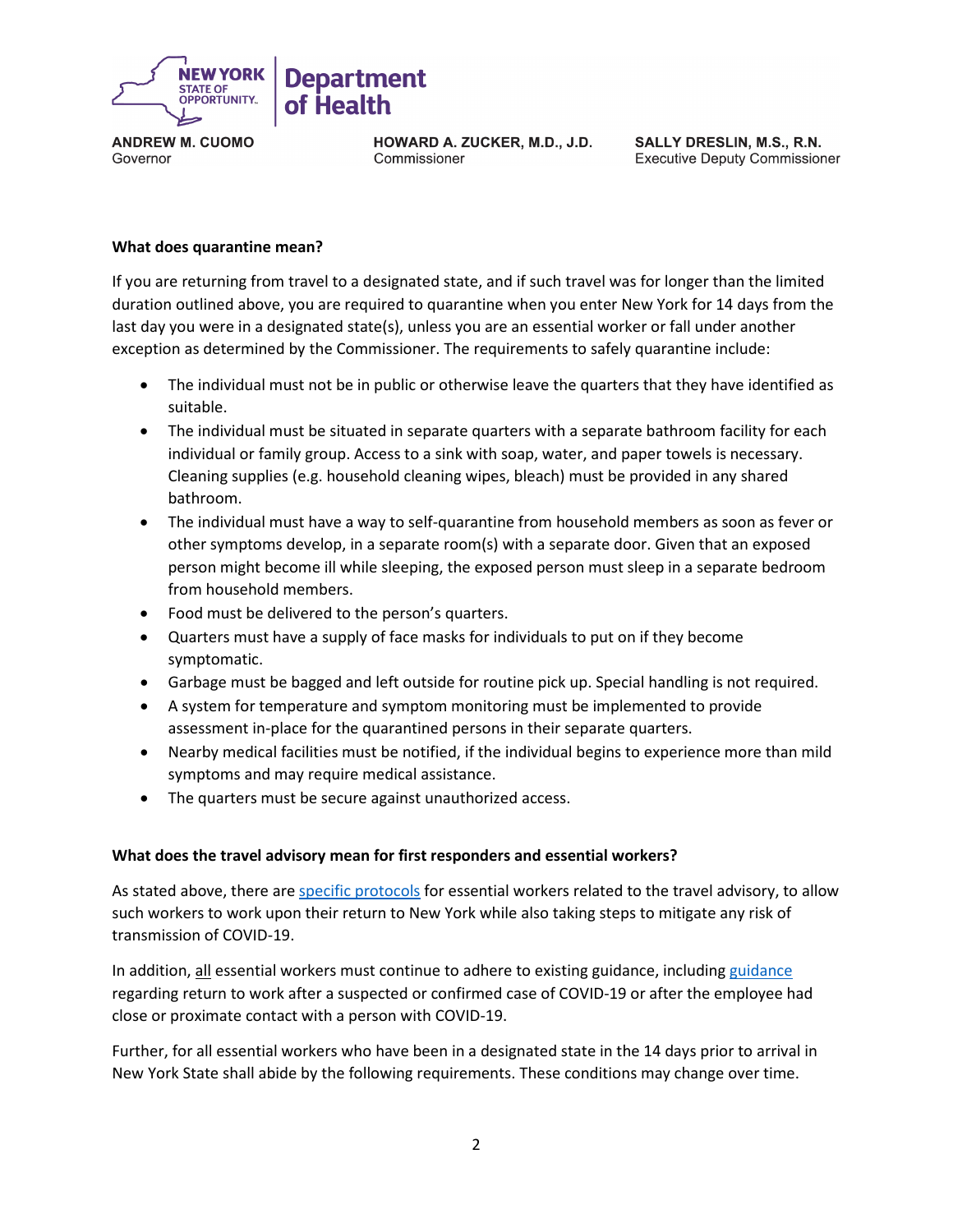**What does quarantine mean?**

If you are returning from travel to a designated state, and if such travel was for longer than the limited duration outlined above, you are required to quarantine when you enter New York for 14 days from the last day you were in a designated state(s), unless you are an essential worker or fall under another exception as determined by the Commissioner. The requirements to safely quarantine include:

- The individual must not be in public or otherwise leave the quarters that they have identified as suitable.
- The individual must be situated in separate quarters with a separate bathroom facility for each individual or family group. Access to a sink with soap, water, and paper towels is necessary. Cleaning supplies (e.g. household cleaning wipes, bleach) must be provided in any shared bathroom.
- The individual must have a way to self-quarantine from household members as soon as fever or other symptoms develop, in a separate room(s) with a separate door. Given that an exposed person might become ill while sleeping, the exposed person must sleep in a separate bedroom from household members.
- Food must be delivered to the person's quarters.
- Quarters must have a supply of face masks for individuals to put on if they become symptomatic.
- Garbage must be bagged and left outside for routine pick up. Special handling is not required.
- A system for temperature and symptom monitoring must be implemented to provide assessment in-place for the quarantined persons in their separate quarters.
- Nearby medical facilities must be notified, if the individual begins to experience more than mild symptoms and may require medical assistance.
- The quarters must be secure against unauthorized access.

**What does the travel advisory mean for first responders and essential workers?**

As stated above, there are specific protocols for essential workers related to the travel advisory, to allow such workers to work upon their return to New York while also taking steps to mitigate any risk of transmission of COVID-19.

In addition, all essential workers must continue to adhere to existing guidance, including guidance regarding return to work after a suspected or confirmed case of COVID-19 or after the employee had close or proximate contact with a person with COVID-19.

Further, for all essential workers who have been in a designated state in the 14 days prior to arrival in New York State shall abide by the following requirements. These conditions may change over time.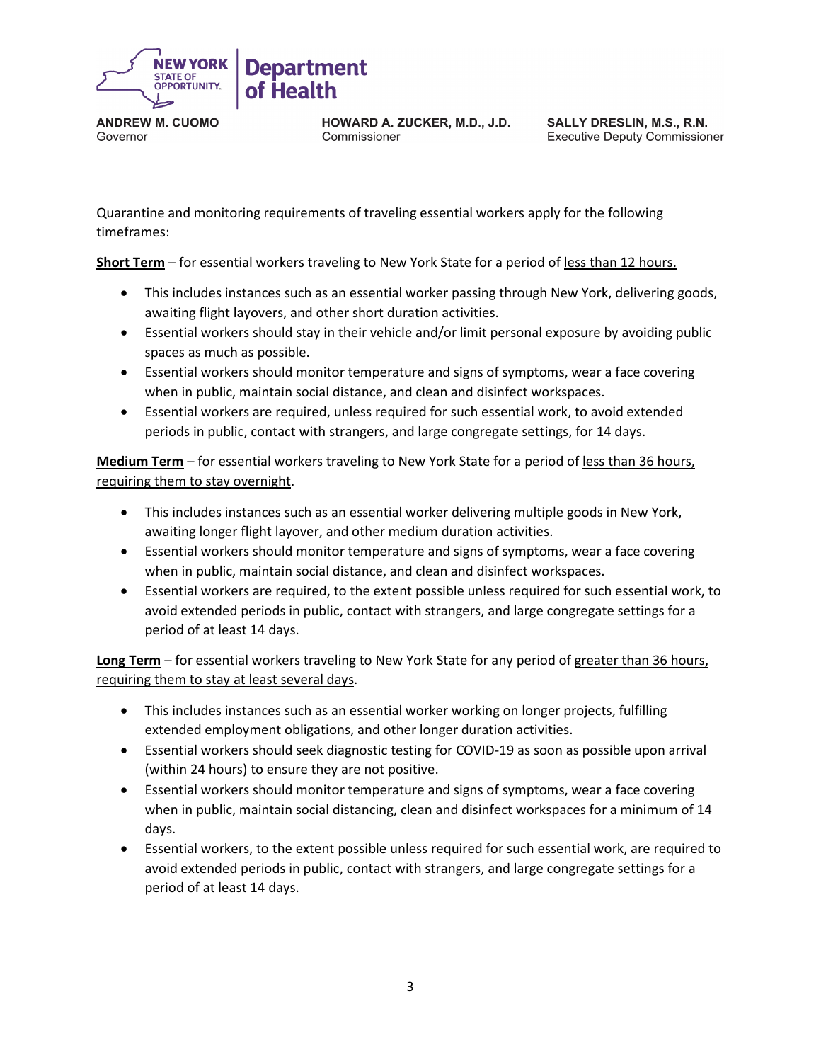Quarantine and monitoring requirements of traveling essential workers apply for the following timeframes:

**Short Term** – for essential workers traveling to New York State for a period of less than 12 hours.

- This includes instances such as an essential worker passing through New York, delivering goods, awaiting flight layovers, and other short duration activities.
- Essential workers should stay in their vehicle and/or limit personal exposure by avoiding public spaces as much as possible.
- Essential workers should monitor temperature and signs of symptoms, wear a face covering when in public, maintain social distance, and clean and disinfect workspaces.
- Essential workers are required, unless required for such essential work, to avoid extended periods in public, contact with strangers, and large congregate settings, for 14 days.

**Medium Term** – for essential workers traveling to New York State for a period of less than 36 hours, requiring them to stay overnight.

- This includes instances such as an essential worker delivering multiple goods in New York, awaiting longer flight layover, and other medium duration activities.
- Essential workers should monitor temperature and signs of symptoms, wear a face covering when in public, maintain social distance, and clean and disinfect workspaces.
- Essential workers are required, to the extent possible unless required for such essential work, to avoid extended periods in public, contact with strangers, and large congregate settings for a period of at least 14 days.

**Long Term** – for essential workers traveling to New York State for any period of greater than 36 hours, requiring them to stay at least several days.

- This includes instances such as an essential worker working on longer projects, fulfilling extended employment obligations, and other longer duration activities.
- Essential workers should seek diagnostic testing for COVID-19 as soon as possible upon arrival (within 24 hours) to ensure they are not positive.
- Essential workers should monitor temperature and signs of symptoms, wear a face covering when in public, maintain social distancing, clean and disinfect workspaces for a minimum of 14 days.
- Essential workers, to the extent possible unless required for such essential work, are required to avoid extended periods in public, contact with strangers, and large congregate settings for a period of at least 14 days.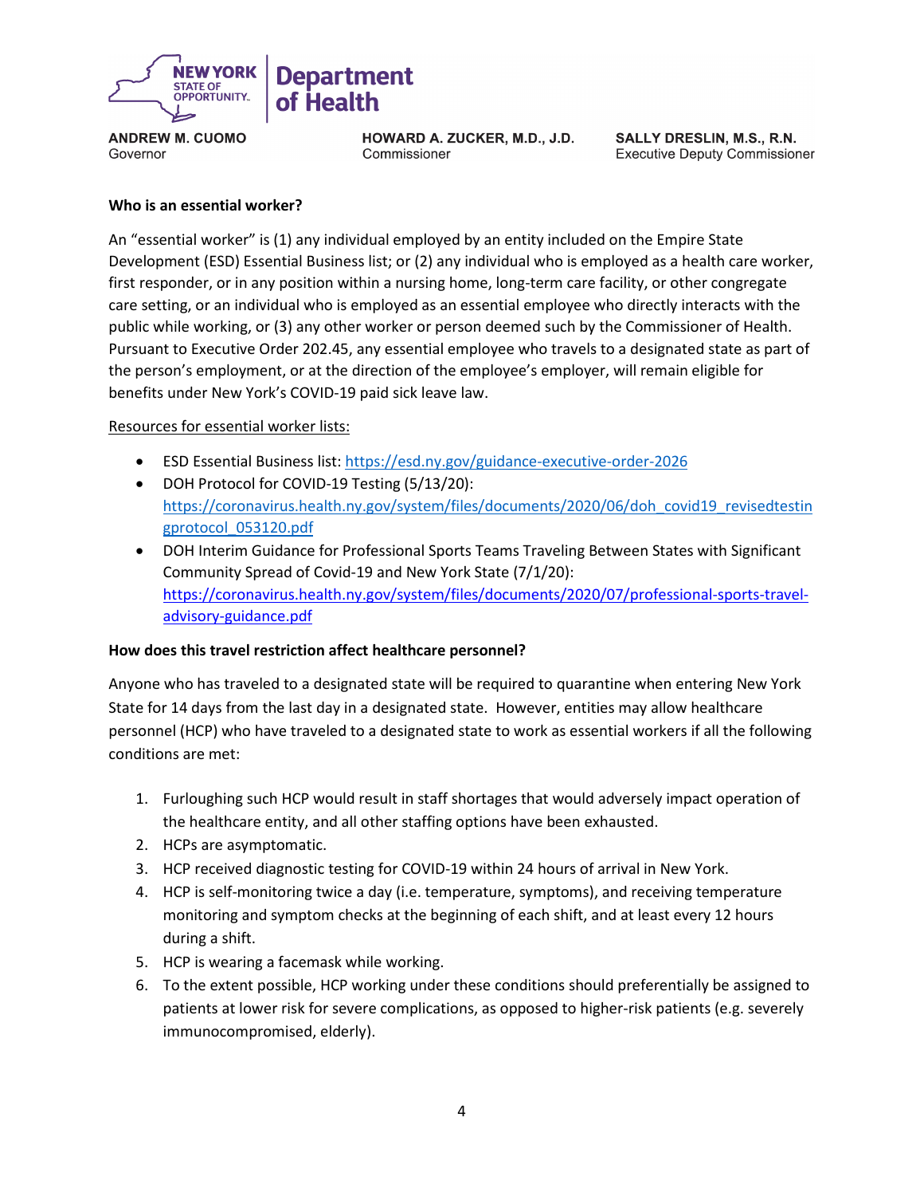**Who is an essential worker?**

An "essential worker" is (1) any individual employed by an entity included on the Empire State Development (ESD) Essential Business list; or (2) any individual who is employed as a health care worker, first responder, or in any position within a nursing home, long-term care facility, or other congregate care setting, or an individual who is employed as an essential employee who directly interacts with the public while working, or (3) any other worker or person deemed such by the Commissioner of Health. Pursuant to Executive Order 202.45, any essential employee who travels to a designated state as part of the person's employment, or at the direction of the employee's employer, will remain eligible for benefits under New York's COVID-19 paid sick leave law.

Resources for essential worker lists:

- ESD Essential Business list: https://esd.ny.gov/guidance-executive-order-2026
- DOH Protocol for COVID-19 Testing (5/13/20): https://coronavirus.health.ny.gov/system/files/documents/2020/06/doh_covid19_revisedtestingprotocol_053120.pdf
- DOH Interim Guidance for Professional Sports Teams Traveling Between States with Significant Community Spread of Covid-19 and New York State (7/1/20): https://coronavirus.health.ny.gov/system/files/documents/2020/07/professional-sports-travel-advisory-guidance.pdf

**How does this travel restriction affect healthcare personnel?**

Anyone who has traveled to a designated state will be required to quarantine when entering New York State for 14 days from the last day in a designated state. However, entities may allow healthcare personnel (HCP) who have traveled to a designated state to work as essential workers if all the following conditions are met:

1. Furloughing such HCP would result in staff shortages that would adversely impact operation of the healthcare entity, and all other staffing options have been exhausted.
2. HCPs are asymptomatic.
3. HCP received diagnostic testing for COVID-19 within 24 hours of arrival in New York.
4. HCP is self-monitoring twice a day (i.e. temperature, symptoms), and receiving temperature monitoring and symptom checks at the beginning of each shift, and at least every 12 hours during a shift.
5. HCP is wearing a facemask while working.
6. To the extent possible, HCP working under these conditions should preferentially be assigned to patients at lower risk for severe complications, as opposed to higher-risk patients (e.g. severely immunocompromised, elderly).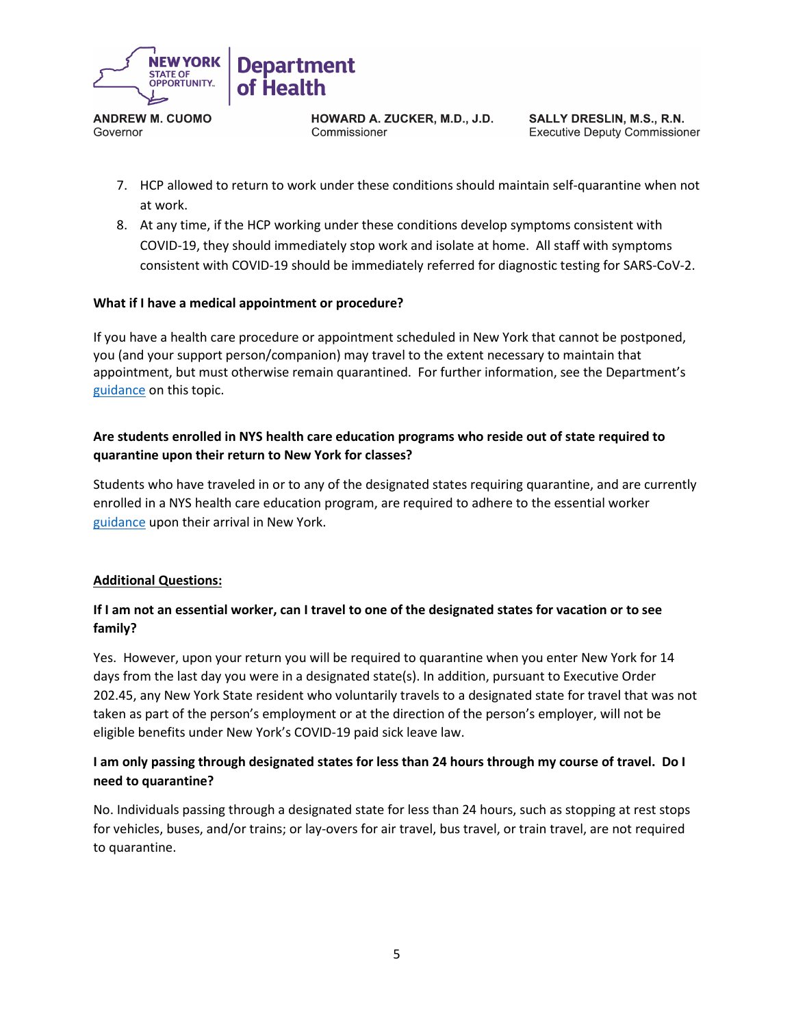7. HCP allowed to return to work under these conditions should maintain self-quarantine when not at work.
8. At any time, if the HCP working under these conditions develop symptoms consistent with COVID-19, they should immediately stop work and isolate at home. All staff with symptoms consistent with COVID-19 should be immediately referred for diagnostic testing for SARS-CoV-2.

**What if I have a medical appointment or procedure?**

If you have a health care procedure or appointment scheduled in New York that cannot be postponed, you (and your support person/companion) may travel to the extent necessary to maintain that appointment, but must otherwise remain quarantined. For further information, see the Department's guidance on this topic.

**Are students enrolled in NYS health care education programs who reside out of state required to quarantine upon their return to New York for classes?**

Students who have traveled in or to any of the designated states requiring quarantine, and are currently enrolled in a NYS health care education program, are required to adhere to the essential worker guidance upon their arrival in New York.

**Additional Questions:**

**If I am not an essential worker, can I travel to one of the designated states for vacation or to see family?**

Yes. However, upon your return you will be required to quarantine when you enter New York for 14 days from the last day you were in a designated state(s). In addition, pursuant to Executive Order 202.45, any New York State resident who voluntarily travels to a designated state for travel that was not taken as part of the person's employment or at the direction of the person's employer, will not be eligible benefits under New York's COVID-19 paid sick leave law.

**I am only passing through designated states for less than 24 hours through my course of travel. Do I need to quarantine?**

No. Individuals passing through a designated state for less than 24 hours, such as stopping at rest stops for vehicles, buses, and/or trains; or lay-overs for air travel, bus travel, or train travel, are not required to quarantine.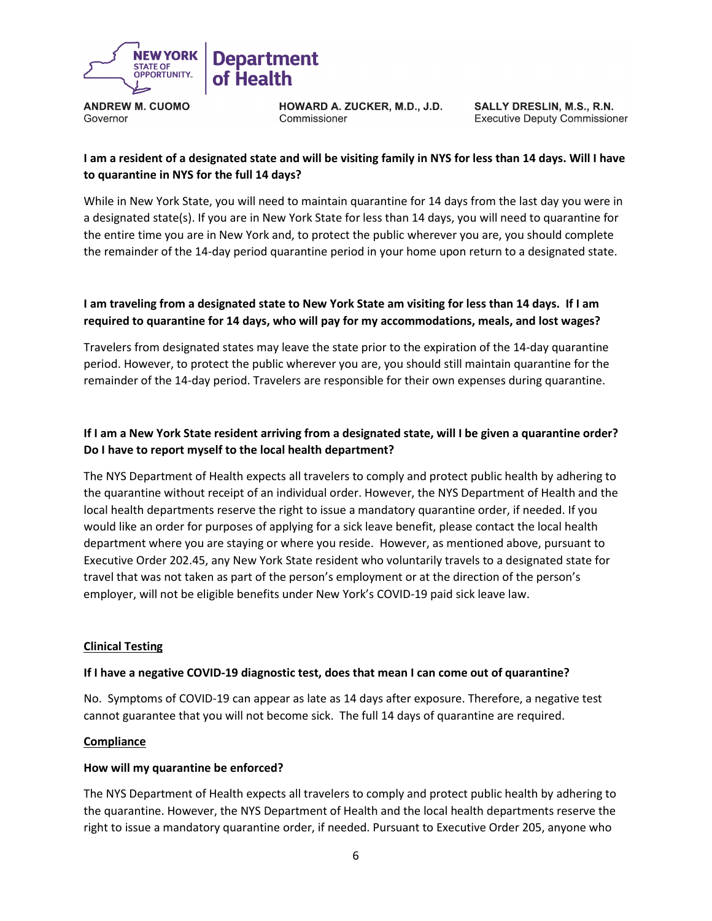**I am a resident of a designated state and will be visiting family in NYS for less than 14 days. Will I have to quarantine in NYS for the full 14 days?**

While in New York State, you will need to maintain quarantine for 14 days from the last day you were in a designated state(s). If you are in New York State for less than 14 days, you will need to quarantine for the entire time you are in New York and, to protect the public wherever you are, you should complete the remainder of the 14-day period quarantine period in your home upon return to a designated state.

**I am traveling from a designated state to New York State am visiting for less than 14 days. If I am required to quarantine for 14 days, who will pay for my accommodations, meals, and lost wages?**

Travelers from designated states may leave the state prior to the expiration of the 14-day quarantine period. However, to protect the public wherever you are, you should still maintain quarantine for the remainder of the 14-day period. Travelers are responsible for their own expenses during quarantine.

**If I am a New York State resident arriving from a designated state, will I be given a quarantine order? Do I have to report myself to the local health department?**

The NYS Department of Health expects all travelers to comply and protect public health by adhering to the quarantine without receipt of an individual order. However, the NYS Department of Health and the local health departments reserve the right to issue a mandatory quarantine order, if needed. If you would like an order for purposes of applying for a sick leave benefit, please contact the local health department where you are staying or where you reside. However, as mentioned above, pursuant to Executive Order 202.45, any New York State resident who voluntarily travels to a designated state for travel that was not taken as part of the person's employment or at the direction of the person's employer, will not be eligible benefits under New York's COVID-19 paid sick leave law.

## Clinical Testing

**If I have a negative COVID-19 diagnostic test, does that mean I can come out of quarantine?**

No. Symptoms of COVID-19 can appear as late as 14 days after exposure. Therefore, a negative test cannot guarantee that you will not become sick. The full 14 days of quarantine are required.

## Compliance

**How will my quarantine be enforced?**

The NYS Department of Health expects all travelers to comply and protect public health by adhering to the quarantine. However, the NYS Department of Health and the local health departments reserve the right to issue a mandatory quarantine order, if needed. Pursuant to Executive Order 205, anyone who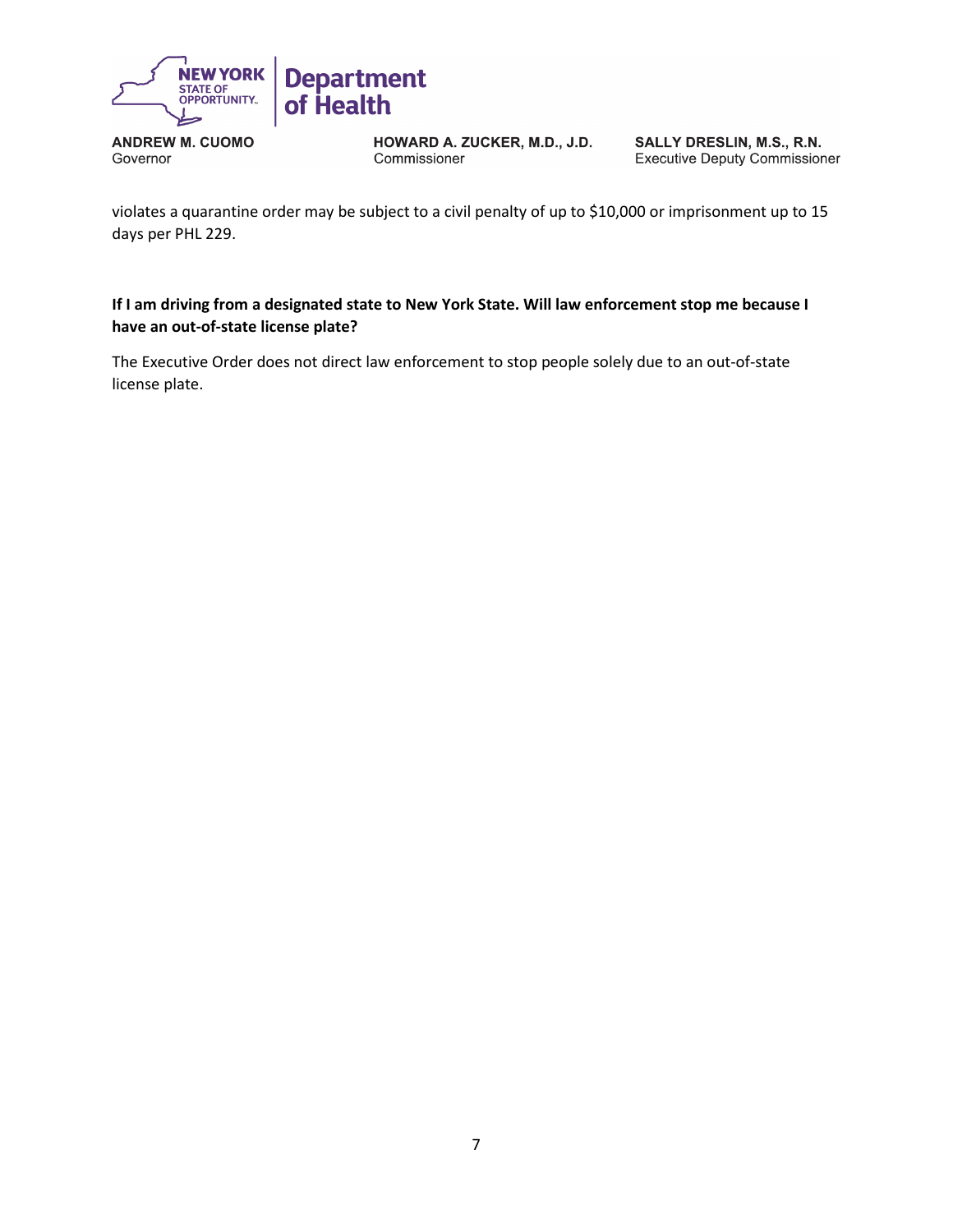violates a quarantine order may be subject to a civil penalty of up to $10,000 or imprisonment up to 15 days per PHL 229.

**If I am driving from a designated state to New York State. Will law enforcement stop me because I have an out-of-state license plate?**

The Executive Order does not direct law enforcement to stop people solely due to an out-of-state license plate.